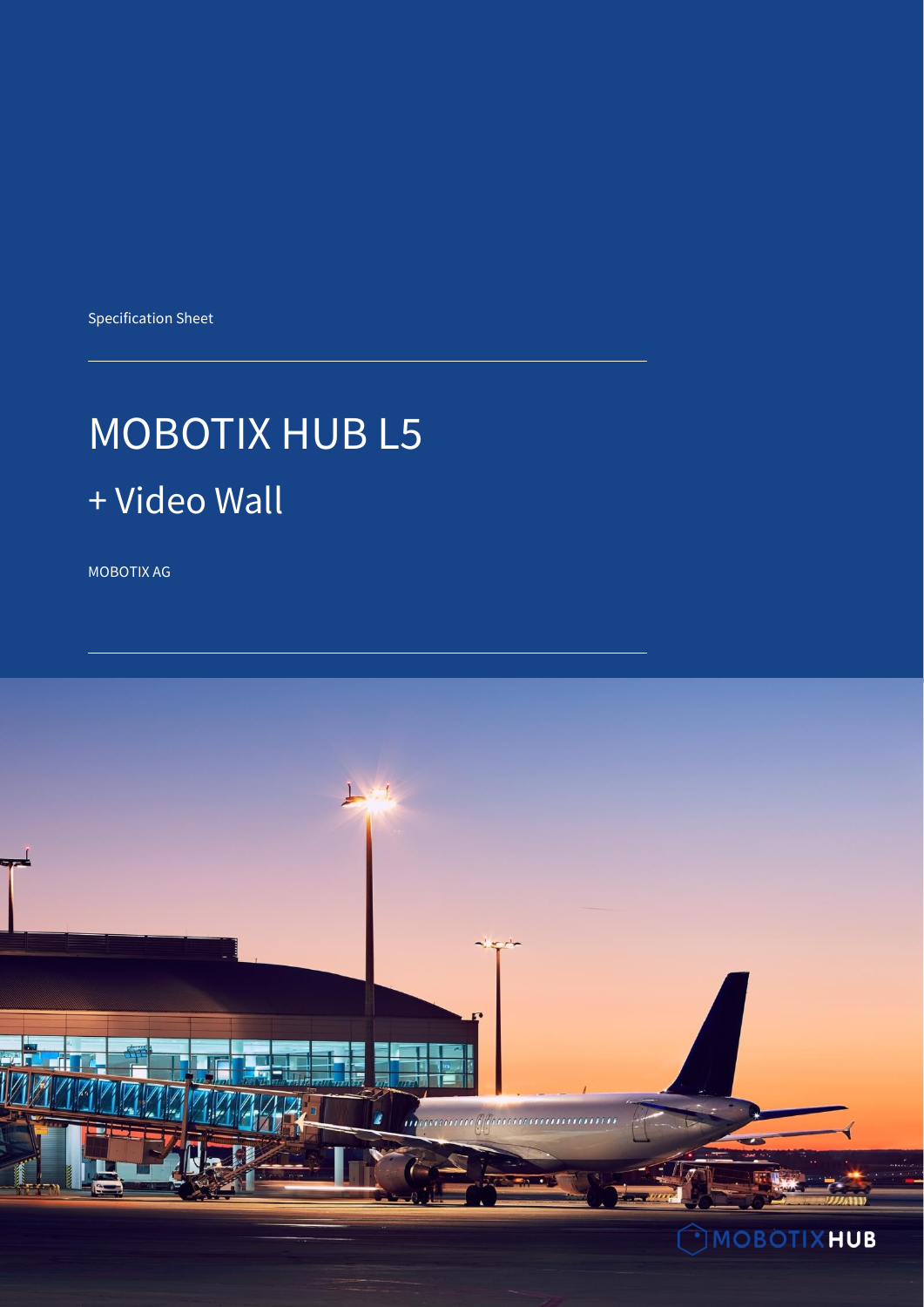Specification Sheet

# MOBOTIX HUB L5

## + Video Wall

MOBOTIX AG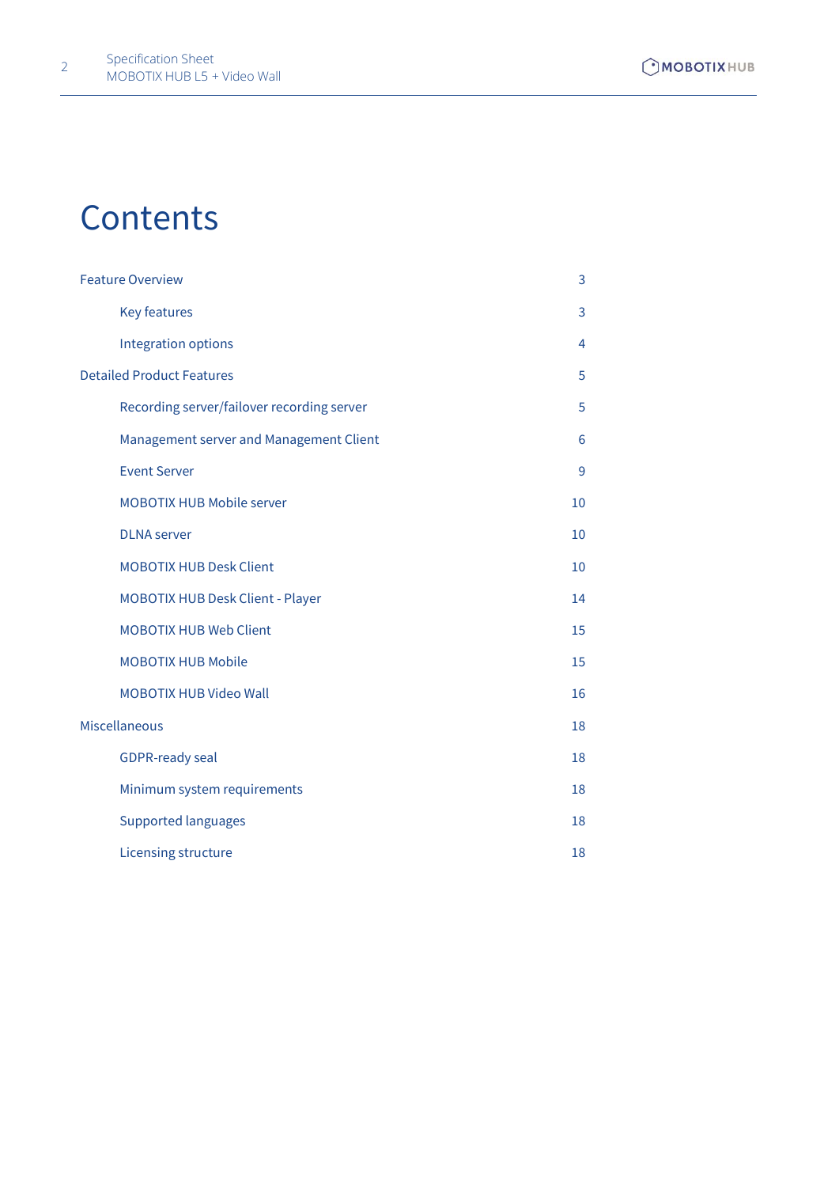# Contents

- Feature Overview — 3
  - Key features — 3
  - Integration options — 4
- Detailed Product Features — 5
  - Recording server/failover recording server — 5
  - Management server and Management Client — 6
  - Event Server — 9
  - MOBOTIX HUB Mobile server — 10
  - DLNA server — 10
  - MOBOTIX HUB Desk Client — 10
  - MOBOTIX HUB Desk Client - Player — 14
  - MOBOTIX HUB Web Client — 15
  - MOBOTIX HUB Mobile — 15
  - MOBOTIX HUB Video Wall — 16
- Miscellaneous — 18
  - GDPR-ready seal — 18
  - Minimum system requirements — 18
  - Supported languages — 18
  - Licensing structure — 18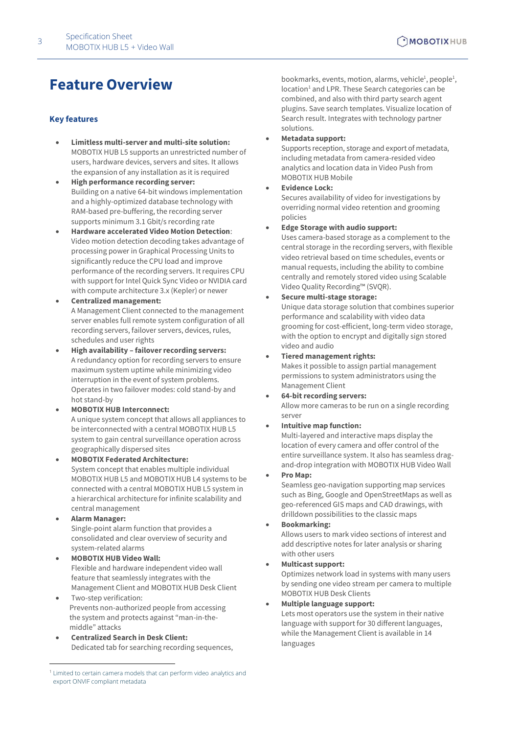# Feature Overview

## Key features

- **Limitless multi-server and multi-site solution:** MOBOTIX HUB L5 supports an unrestricted number of users, hardware devices, servers and sites. It allows the expansion of any installation as it is required
- **High performance recording server:** Building on a native 64-bit windows implementation and a highly-optimized database technology with RAM-based pre-buffering, the recording server supports minimum 3.1 Gbit/s recording rate
- **Hardware accelerated Video Motion Detection**: Video motion detection decoding takes advantage of processing power in Graphical Processing Units to significantly reduce the CPU load and improve performance of the recording servers. It requires CPU with support for Intel Quick Sync Video or NVIDIA card with compute architecture 3.x (Kepler) or newer
- **Centralized management:** A Management Client connected to the management server enables full remote system configuration of all recording servers, failover servers, devices, rules, schedules and user rights
- **High availability – failover recording servers:** A redundancy option for recording servers to ensure maximum system uptime while minimizing video interruption in the event of system problems. Operates in two failover modes: cold stand-by and hot stand-by
- **MOBOTIX HUB Interconnect:** A unique system concept that allows all appliances to be interconnected with a central MOBOTIX HUB L5 system to gain central surveillance operation across geographically dispersed sites
- **MOBOTIX Federated Architecture:** System concept that enables multiple individual MOBOTIX HUB L5 and MOBOTIX HUB L4 systems to be connected with a central MOBOTIX HUB L5 system in a hierarchical architecture for infinite scalability and central management
- **Alarm Manager:** Single-point alarm function that provides a consolidated and clear overview of security and system-related alarms
- **MOBOTIX HUB Video Wall:** Flexible and hardware independent video wall feature that seamlessly integrates with the Management Client and MOBOTIX HUB Desk Client
- Two-step verification: Prevents non-authorized people from accessing the system and protects against "man-in-the-middle" attacks
- **Centralized Search in Desk Client:** Dedicated tab for searching recording sequences, bookmarks, events, motion, alarms, vehicle[1], people[1], location[1] and LPR. These Search categories can be combined, and also with third party search agent plugins. Save search templates. Visualize location of Search result. Integrates with technology partner solutions.
- **Metadata support:** Supports reception, storage and export of metadata, including metadata from camera-resided video analytics and location data in Video Push from MOBOTIX HUB Mobile
- **Evidence Lock:** Secures availability of video for investigations by overriding normal video retention and grooming policies
- **Edge Storage with audio support:** Uses camera-based storage as a complement to the central storage in the recording servers, with flexible video retrieval based on time schedules, events or manual requests, including the ability to combine centrally and remotely stored video using Scalable Video Quality Recording™ (SVQR).
- **Secure multi-stage storage:** Unique data storage solution that combines superior performance and scalability with video data grooming for cost-efficient, long-term video storage, with the option to encrypt and digitally sign stored video and audio
- **Tiered management rights:** Makes it possible to assign partial management permissions to system administrators using the Management Client
- **64-bit recording servers:** Allow more cameras to be run on a single recording server
- **Intuitive map function:** Multi-layered and interactive maps display the location of every camera and offer control of the entire surveillance system. It also has seamless drag-and-drop integration with MOBOTIX HUB Video Wall
- **Pro Map:** Seamless geo-navigation supporting map services such as Bing, Google and OpenStreetMaps as well as geo-referenced GIS maps and CAD drawings, with drilldown possibilities to the classic maps
- **Bookmarking:** Allows users to mark video sections of interest and add descriptive notes for later analysis or sharing with other users
- **Multicast support:** Optimizes network load in systems with many users by sending one video stream per camera to multiple MOBOTIX HUB Desk Clients
- **Multiple language support:** Lets most operators use the system in their native language with support for 30 different languages, while the Management Client is available in 14 languages

[1] Limited to certain camera models that can perform video analytics and export ONVIF compliant metadata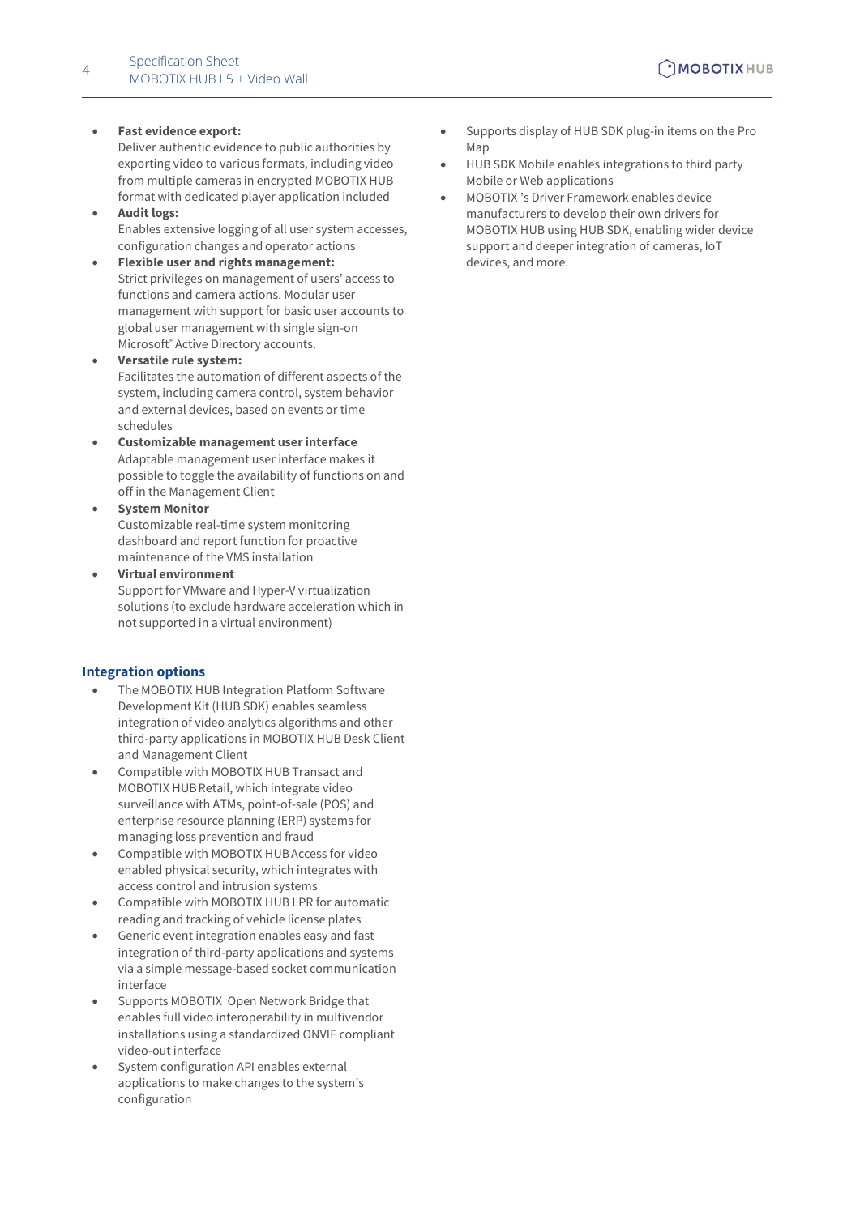- **Fast evidence export:**
  Deliver authentic evidence to public authorities by exporting video to various formats, including video from multiple cameras in encrypted MOBOTIX HUB format with dedicated player application included
- **Audit logs:**
  Enables extensive logging of all user system accesses, configuration changes and operator actions
- **Flexible user and rights management:**
  Strict privileges on management of users' access to functions and camera actions. Modular user management with support for basic user accounts to global user management with single sign-on Microsoft® Active Directory accounts.
- **Versatile rule system:**
  Facilitates the automation of different aspects of the system, including camera control, system behavior and external devices, based on events or time schedules
- **Customizable management user interface**
  Adaptable management user interface makes it possible to toggle the availability of functions on and off in the Management Client
- **System Monitor**
  Customizable real-time system monitoring dashboard and report function for proactive maintenance of the VMS installation
- **Virtual environment**
  Support for VMware and Hyper-V virtualization solutions (to exclude hardware acceleration which in not supported in a virtual environment)

## Integration options

- The MOBOTIX HUB Integration Platform Software Development Kit (HUB SDK) enables seamless integration of video analytics algorithms and other third-party applications in MOBOTIX HUB Desk Client and Management Client
- Compatible with MOBOTIX HUB Transact and MOBOTIX HUB Retail, which integrate video surveillance with ATMs, point-of-sale (POS) and enterprise resource planning (ERP) systems for managing loss prevention and fraud
- Compatible with MOBOTIX HUB Access for video enabled physical security, which integrates with access control and intrusion systems
- Compatible with MOBOTIX HUB LPR for automatic reading and tracking of vehicle license plates
- Generic event integration enables easy and fast integration of third-party applications and systems via a simple message-based socket communication interface
- Supports MOBOTIX Open Network Bridge that enables full video interoperability in multivendor installations using a standardized ONVIF compliant video-out interface
- System configuration API enables external applications to make changes to the system's configuration
- Supports display of HUB SDK plug-in items on the Pro Map
- HUB SDK Mobile enables integrations to third party Mobile or Web applications
- MOBOTIX 's Driver Framework enables device manufacturers to develop their own drivers for MOBOTIX HUB using HUB SDK, enabling wider device support and deeper integration of cameras, IoT devices, and more.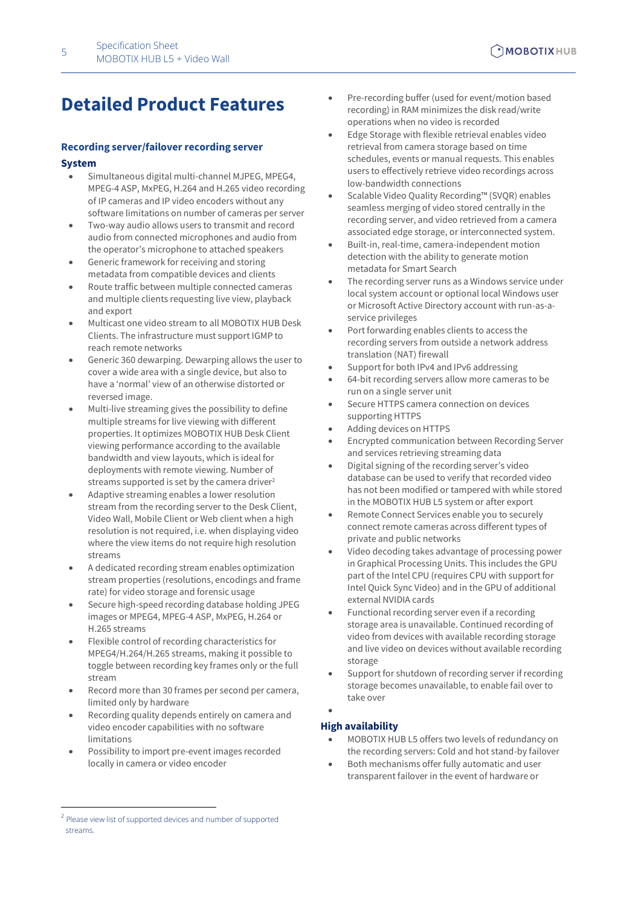# Detailed Product Features

### Recording server/failover recording server

#### System

- Simultaneous digital multi-channel MJPEG, MPEG4, MPEG-4 ASP, MxPEG, H.264 and H.265 video recording of IP cameras and IP video encoders without any software limitations on number of cameras per server
- Two-way audio allows users to transmit and record audio from connected microphones and audio from the operator's microphone to attached speakers
- Generic framework for receiving and storing metadata from compatible devices and clients
- Route traffic between multiple connected cameras and multiple clients requesting live view, playback and export
- Multicast one video stream to all MOBOTIX HUB Desk Clients. The infrastructure must support IGMP to reach remote networks
- Generic 360 dewarping. Dewarping allows the user to cover a wide area with a single device, but also to have a 'normal' view of an otherwise distorted or reversed image.
- Multi-live streaming gives the possibility to define multiple streams for live viewing with different properties. It optimizes MOBOTIX HUB Desk Client viewing performance according to the available bandwidth and view layouts, which is ideal for deployments with remote viewing. Number of streams supported is set by the camera driver[2]
- Adaptive streaming enables a lower resolution stream from the recording server to the Desk Client, Video Wall, Mobile Client or Web client when a high resolution is not required, i.e. when displaying video where the view items do not require high resolution streams
- A dedicated recording stream enables optimization stream properties (resolutions, encodings and frame rate) for video storage and forensic usage
- Secure high-speed recording database holding JPEG images or MPEG4, MPEG-4 ASP, MxPEG, H.264 or H.265 streams
- Flexible control of recording characteristics for MPEG4/H.264/H.265 streams, making it possible to toggle between recording key frames only or the full stream
- Record more than 30 frames per second per camera, limited only by hardware
- Recording quality depends entirely on camera and video encoder capabilities with no software limitations
- Possibility to import pre-event images recorded locally in camera or video encoder
- Pre-recording buffer (used for event/motion based recording) in RAM minimizes the disk read/write operations when no video is recorded
- Edge Storage with flexible retrieval enables video retrieval from camera storage based on time schedules, events or manual requests. This enables users to effectively retrieve video recordings across low-bandwidth connections
- Scalable Video Quality Recording™ (SVQR) enables seamless merging of video stored centrally in the recording server, and video retrieved from a camera associated edge storage, or interconnected system.
- Built-in, real-time, camera-independent motion detection with the ability to generate motion metadata for Smart Search
- The recording server runs as a Windows service under local system account or optional local Windows user or Microsoft Active Directory account with run-as-a-service privileges
- Port forwarding enables clients to access the recording servers from outside a network address translation (NAT) firewall
- Support for both IPv4 and IPv6 addressing
- 64-bit recording servers allow more cameras to be run on a single server unit
- Secure HTTPS camera connection on devices supporting HTTPS
- Adding devices on HTTPS
- Encrypted communication between Recording Server and services retrieving streaming data
- Digital signing of the recording server's video database can be used to verify that recorded video has not been modified or tampered with while stored in the MOBOTIX HUB L5 system or after export
- Remote Connect Services enable you to securely connect remote cameras across different types of private and public networks
- Video decoding takes advantage of processing power in Graphical Processing Units. This includes the GPU part of the Intel CPU (requires CPU with support for Intel Quick Sync Video) and in the GPU of additional external NVIDIA cards
- Functional recording server even if a recording storage area is unavailable. Continued recording of video from devices with available recording storage and live video on devices without available recording storage
- Support for shutdown of recording server if recording storage becomes unavailable, to enable fail over to take over

#### High availability

- MOBOTIX HUB L5 offers two levels of redundancy on the recording servers: Cold and hot stand-by failover
- Both mechanisms offer fully automatic and user transparent failover in the event of hardware or

[2] Please view list of supported devices and number of supported streams.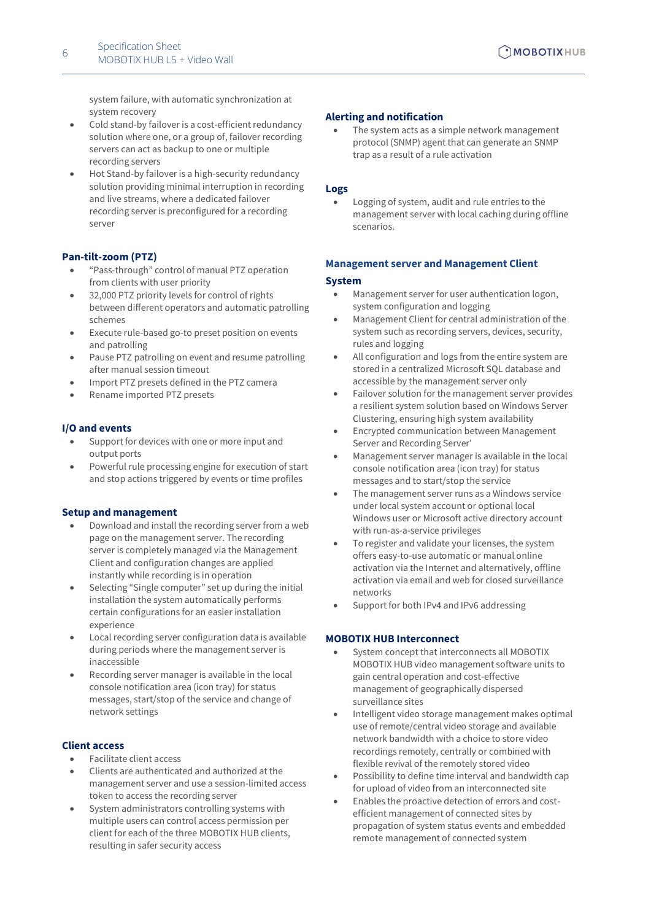system failure, with automatic synchronization at system recovery

- Cold stand-by failover is a cost-efficient redundancy solution where one, or a group of, failover recording servers can act as backup to one or multiple recording servers
- Hot Stand-by failover is a high-security redundancy solution providing minimal interruption in recording and live streams, where a dedicated failover recording server is preconfigured for a recording server

### Pan-tilt-zoom (PTZ)

- “Pass-through” control of manual PTZ operation from clients with user priority
- 32,000 PTZ priority levels for control of rights between different operators and automatic patrolling schemes
- Execute rule-based go-to preset position on events and patrolling
- Pause PTZ patrolling on event and resume patrolling after manual session timeout
- Import PTZ presets defined in the PTZ camera
- Rename imported PTZ presets

### I/O and events

- Support for devices with one or more input and output ports
- Powerful rule processing engine for execution of start and stop actions triggered by events or time profiles

### Setup and management

- Download and install the recording server from a web page on the management server. The recording server is completely managed via the Management Client and configuration changes are applied instantly while recording is in operation
- Selecting “Single computer” set up during the initial installation the system automatically performs certain configurations for an easier installation experience
- Local recording server configuration data is available during periods where the management server is inaccessible
- Recording server manager is available in the local console notification area (icon tray) for status messages, start/stop of the service and change of network settings

### Client access

- Facilitate client access
- Clients are authenticated and authorized at the management server and use a session-limited access token to access the recording server
- System administrators controlling systems with multiple users can control access permission per client for each of the three MOBOTIX HUB clients, resulting in safer security access

### Alerting and notification

- The system acts as a simple network management protocol (SNMP) agent that can generate an SNMP trap as a result of a rule activation

### Logs

- Logging of system, audit and rule entries to the management server with local caching during offline scenarios.

## Management server and Management Client

### System

- Management server for user authentication logon, system configuration and logging
- Management Client for central administration of the system such as recording servers, devices, security, rules and logging
- All configuration and logs from the entire system are stored in a centralized Microsoft SQL database and accessible by the management server only
- Failover solution for the management server provides a resilient system solution based on Windows Server Clustering, ensuring high system availability
- Encrypted communication between Management Server and Recording Server'
- Management server manager is available in the local console notification area (icon tray) for status messages and to start/stop the service
- The management server runs as a Windows service under local system account or optional local Windows user or Microsoft active directory account with run-as-a-service privileges
- To register and validate your licenses, the system offers easy-to-use automatic or manual online activation via the Internet and alternatively, offline activation via email and web for closed surveillance networks
- Support for both IPv4 and IPv6 addressing

### MOBOTIX HUB Interconnect

- System concept that interconnects all MOBOTIX MOBOTIX HUB video management software units to gain central operation and cost-effective management of geographically dispersed surveillance sites
- Intelligent video storage management makes optimal use of remote/central video storage and available network bandwidth with a choice to store video recordings remotely, centrally or combined with flexible revival of the remotely stored video
- Possibility to define time interval and bandwidth cap for upload of video from an interconnected site
- Enables the proactive detection of errors and cost-efficient management of connected sites by propagation of system status events and embedded remote management of connected system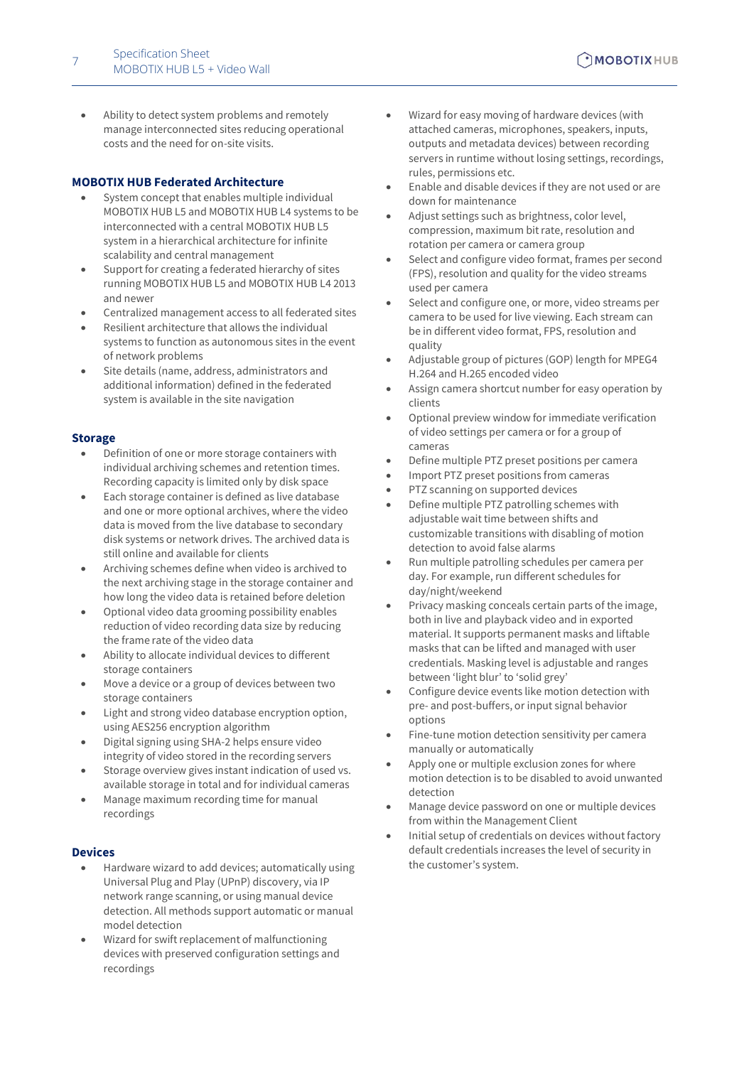- Ability to detect system problems and remotely manage interconnected sites reducing operational costs and the need for on-site visits.

## MOBOTIX HUB Federated Architecture

- System concept that enables multiple individual MOBOTIX HUB L5 and MOBOTIX HUB L4 systems to be interconnected with a central MOBOTIX HUB L5 system in a hierarchical architecture for infinite scalability and central management
- Support for creating a federated hierarchy of sites running MOBOTIX HUB L5 and MOBOTIX HUB L4 2013 and newer
- Centralized management access to all federated sites
- Resilient architecture that allows the individual systems to function as autonomous sites in the event of network problems
- Site details (name, address, administrators and additional information) defined in the federated system is available in the site navigation

## Storage

- Definition of one or more storage containers with individual archiving schemes and retention times. Recording capacity is limited only by disk space
- Each storage container is defined as live database and one or more optional archives, where the video data is moved from the live database to secondary disk systems or network drives. The archived data is still online and available for clients
- Archiving schemes define when video is archived to the next archiving stage in the storage container and how long the video data is retained before deletion
- Optional video data grooming possibility enables reduction of video recording data size by reducing the frame rate of the video data
- Ability to allocate individual devices to different storage containers
- Move a device or a group of devices between two storage containers
- Light and strong video database encryption option, using AES256 encryption algorithm
- Digital signing using SHA-2 helps ensure video integrity of video stored in the recording servers
- Storage overview gives instant indication of used vs. available storage in total and for individual cameras
- Manage maximum recording time for manual recordings

## Devices

- Hardware wizard to add devices; automatically using Universal Plug and Play (UPnP) discovery, via IP network range scanning, or using manual device detection. All methods support automatic or manual model detection
- Wizard for swift replacement of malfunctioning devices with preserved configuration settings and recordings
- Wizard for easy moving of hardware devices (with attached cameras, microphones, speakers, inputs, outputs and metadata devices) between recording servers in runtime without losing settings, recordings, rules, permissions etc.
- Enable and disable devices if they are not used or are down for maintenance
- Adjust settings such as brightness, color level, compression, maximum bit rate, resolution and rotation per camera or camera group
- Select and configure video format, frames per second (FPS), resolution and quality for the video streams used per camera
- Select and configure one, or more, video streams per camera to be used for live viewing. Each stream can be in different video format, FPS, resolution and quality
- Adjustable group of pictures (GOP) length for MPEG4 H.264 and H.265 encoded video
- Assign camera shortcut number for easy operation by clients
- Optional preview window for immediate verification of video settings per camera or for a group of cameras
- Define multiple PTZ preset positions per camera
- Import PTZ preset positions from cameras
- PTZ scanning on supported devices
- Define multiple PTZ patrolling schemes with adjustable wait time between shifts and customizable transitions with disabling of motion detection to avoid false alarms
- Run multiple patrolling schedules per camera per day. For example, run different schedules for day/night/weekend
- Privacy masking conceals certain parts of the image, both in live and playback video and in exported material. It supports permanent masks and liftable masks that can be lifted and managed with user credentials. Masking level is adjustable and ranges between 'light blur' to 'solid grey'
- Configure device events like motion detection with pre- and post-buffers, or input signal behavior options
- Fine-tune motion detection sensitivity per camera manually or automatically
- Apply one or multiple exclusion zones for where motion detection is to be disabled to avoid unwanted detection
- Manage device password on one or multiple devices from within the Management Client
- Initial setup of credentials on devices without factory default credentials increases the level of security in the customer's system.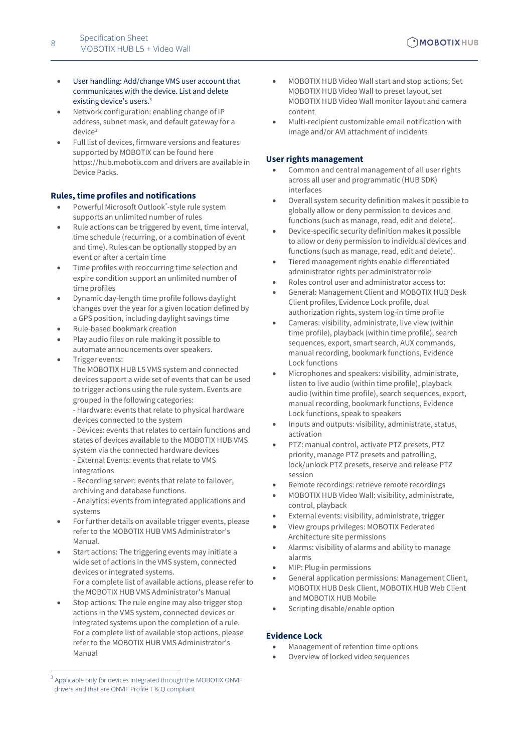- User handling: Add/change VMS user account that communicates with the device. List and delete existing device's users.[3]
- Network configuration: enabling change of IP address, subnet mask, and default gateway for a device[3]
- Full list of devices, firmware versions and features supported by MOBOTIX can be found here https://hub.mobotix.com and drivers are available in Device Packs.

### Rules, time profiles and notifications

- Powerful Microsoft Outlook®-style rule system supports an unlimited number of rules
- Rule actions can be triggered by event, time interval, time schedule (recurring, or a combination of event and time). Rules can be optionally stopped by an event or after a certain time
- Time profiles with reoccurring time selection and expire condition support an unlimited number of time profiles
- Dynamic day-length time profile follows daylight changes over the year for a given location defined by a GPS position, including daylight savings time
- Rule-based bookmark creation
- Play audio files on rule making it possible to automate announcements over speakers.
- Trigger events:
  The MOBOTIX HUB L5 VMS system and connected devices support a wide set of events that can be used to trigger actions using the rule system. Events are grouped in the following categories:
  - Hardware: events that relate to physical hardware devices connected to the system
  - Devices: events that relates to certain functions and states of devices available to the MOBOTIX HUB VMS system via the connected hardware devices
  - External Events: events that relate to VMS integrations
  - Recording server: events that relate to failover, archiving and database functions.
  - Analytics: events from integrated applications and systems
- For further details on available trigger events, please refer to the MOBOTIX HUB VMS Administrator's Manual.
- Start actions: The triggering events may initiate a wide set of actions in the VMS system, connected devices or integrated systems.
  For a complete list of available actions, please refer to the MOBOTIX HUB VMS Administrator's Manual
- Stop actions: The rule engine may also trigger stop actions in the VMS system, connected devices or integrated systems upon the completion of a rule. For a complete list of available stop actions, please refer to the MOBOTIX HUB VMS Administrator's Manual
- MOBOTIX HUB Video Wall start and stop actions; Set MOBOTIX HUB Video Wall to preset layout, set MOBOTIX HUB Video Wall monitor layout and camera content
- Multi-recipient customizable email notification with image and/or AVI attachment of incidents

### User rights management

- Common and central management of all user rights across all user and programmatic (HUB SDK) interfaces
- Overall system security definition makes it possible to globally allow or deny permission to devices and functions (such as manage, read, edit and delete).
- Device-specific security definition makes it possible to allow or deny permission to individual devices and functions (such as manage, read, edit and delete).
- Tiered management rights enable differentiated administrator rights per administrator role
- Roles control user and administrator access to:
- General: Management Client and MOBOTIX HUB Desk Client profiles, Evidence Lock profile, dual authorization rights, system log-in time profile
- Cameras: visibility, administrate, live view (within time profile), playback (within time profile), search sequences, export, smart search, AUX commands, manual recording, bookmark functions, Evidence Lock functions
- Microphones and speakers: visibility, administrate, listen to live audio (within time profile), playback audio (within time profile), search sequences, export, manual recording, bookmark functions, Evidence Lock functions, speak to speakers
- Inputs and outputs: visibility, administrate, status, activation
- PTZ: manual control, activate PTZ presets, PTZ priority, manage PTZ presets and patrolling, lock/unlock PTZ presets, reserve and release PTZ session
- Remote recordings: retrieve remote recordings
- MOBOTIX HUB Video Wall: visibility, administrate, control, playback
- External events: visibility, administrate, trigger
- View groups privileges: MOBOTIX Federated Architecture site permissions
- Alarms: visibility of alarms and ability to manage alarms
- MIP: Plug-in permissions
- General application permissions: Management Client, MOBOTIX HUB Desk Client, MOBOTIX HUB Web Client and MOBOTIX HUB Mobile
- Scripting disable/enable option

### Evidence Lock

- Management of retention time options
- Overview of locked video sequences

[3] Applicable only for devices integrated through the MOBOTIX ONVIF drivers and that are ONVIF Profile T & Q compliant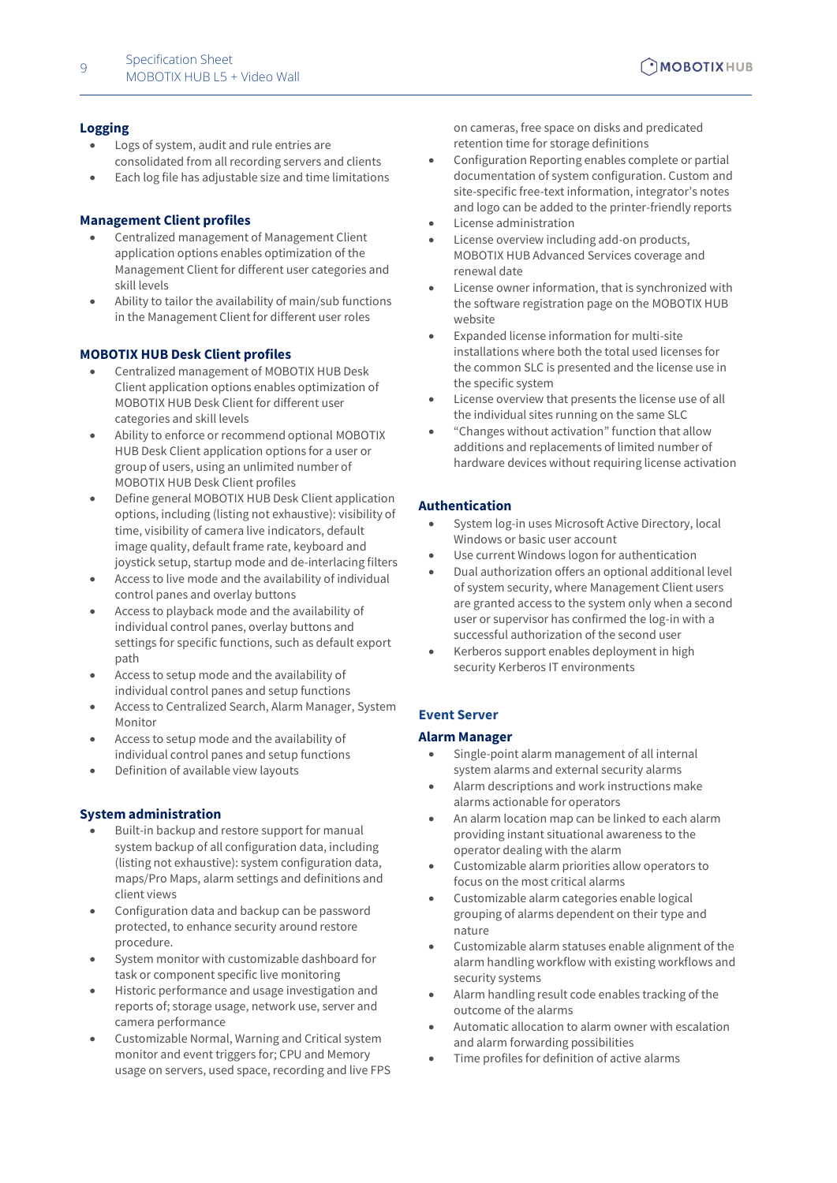## Logging

- Logs of system, audit and rule entries are consolidated from all recording servers and clients
- Each log file has adjustable size and time limitations

## Management Client profiles

- Centralized management of Management Client application options enables optimization of the Management Client for different user categories and skill levels
- Ability to tailor the availability of main/sub functions in the Management Client for different user roles

## MOBOTIX HUB Desk Client profiles

- Centralized management of MOBOTIX HUB Desk Client application options enables optimization of MOBOTIX HUB Desk Client for different user categories and skill levels
- Ability to enforce or recommend optional MOBOTIX HUB Desk Client application options for a user or group of users, using an unlimited number of MOBOTIX HUB Desk Client profiles
- Define general MOBOTIX HUB Desk Client application options, including (listing not exhaustive): visibility of time, visibility of camera live indicators, default image quality, default frame rate, keyboard and joystick setup, startup mode and de-interlacing filters
- Access to live mode and the availability of individual control panes and overlay buttons
- Access to playback mode and the availability of individual control panes, overlay buttons and settings for specific functions, such as default export path
- Access to setup mode and the availability of individual control panes and setup functions
- Access to Centralized Search, Alarm Manager, System Monitor
- Access to setup mode and the availability of individual control panes and setup functions
- Definition of available view layouts

## System administration

- Built-in backup and restore support for manual system backup of all configuration data, including (listing not exhaustive): system configuration data, maps/Pro Maps, alarm settings and definitions and client views
- Configuration data and backup can be password protected, to enhance security around restore procedure.
- System monitor with customizable dashboard for task or component specific live monitoring
- Historic performance and usage investigation and reports of; storage usage, network use, server and camera performance
- Customizable Normal, Warning and Critical system monitor and event triggers for; CPU and Memory usage on servers, used space, recording and live FPS on cameras, free space on disks and predicated retention time for storage definitions
- Configuration Reporting enables complete or partial documentation of system configuration. Custom and site-specific free-text information, integrator's notes and logo can be added to the printer-friendly reports
- License administration
- License overview including add-on products, MOBOTIX HUB Advanced Services coverage and renewal date
- License owner information, that is synchronized with the software registration page on the MOBOTIX HUB website
- Expanded license information for multi-site installations where both the total used licenses for the common SLC is presented and the license use in the specific system
- License overview that presents the license use of all the individual sites running on the same SLC
- "Changes without activation" function that allow additions and replacements of limited number of hardware devices without requiring license activation

## Authentication

- System log-in uses Microsoft Active Directory, local Windows or basic user account
- Use current Windows logon for authentication
- Dual authorization offers an optional additional level of system security, where Management Client users are granted access to the system only when a second user or supervisor has confirmed the log-in with a successful authorization of the second user
- Kerberos support enables deployment in high security Kerberos IT environments

## Event Server

### Alarm Manager

- Single-point alarm management of all internal system alarms and external security alarms
- Alarm descriptions and work instructions make alarms actionable for operators
- An alarm location map can be linked to each alarm providing instant situational awareness to the operator dealing with the alarm
- Customizable alarm priorities allow operators to focus on the most critical alarms
- Customizable alarm categories enable logical grouping of alarms dependent on their type and nature
- Customizable alarm statuses enable alignment of the alarm handling workflow with existing workflows and security systems
- Alarm handling result code enables tracking of the outcome of the alarms
- Automatic allocation to alarm owner with escalation and alarm forwarding possibilities
- Time profiles for definition of active alarms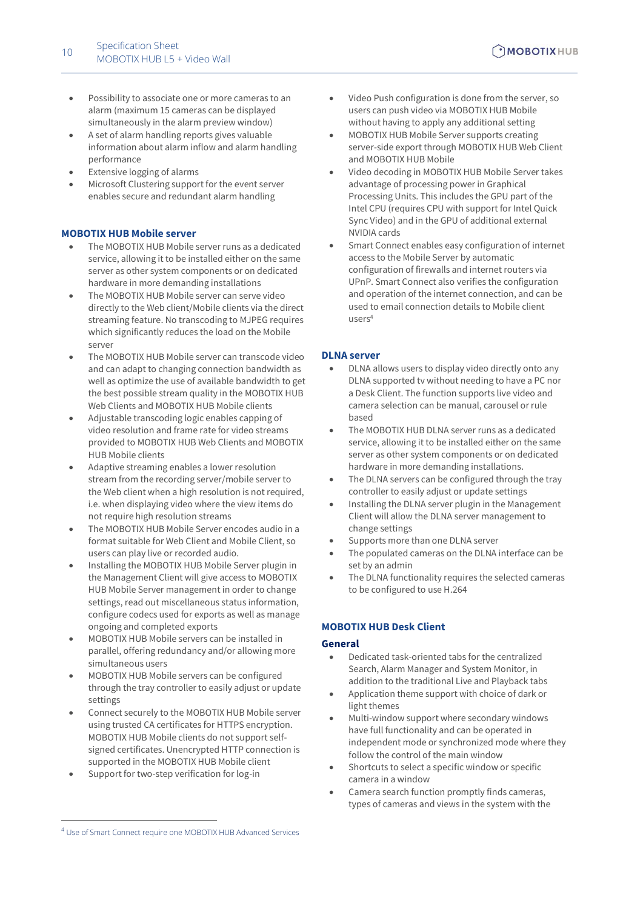- Possibility to associate one or more cameras to an alarm (maximum 15 cameras can be displayed simultaneously in the alarm preview window)
- A set of alarm handling reports gives valuable information about alarm inflow and alarm handling performance
- Extensive logging of alarms
- Microsoft Clustering support for the event server enables secure and redundant alarm handling

### MOBOTIX HUB Mobile server

- The MOBOTIX HUB Mobile server runs as a dedicated service, allowing it to be installed either on the same server as other system components or on dedicated hardware in more demanding installations
- The MOBOTIX HUB Mobile server can serve video directly to the Web client/Mobile clients via the direct streaming feature. No transcoding to MJPEG requires which significantly reduces the load on the Mobile server
- The MOBOTIX HUB Mobile server can transcode video and can adapt to changing connection bandwidth as well as optimize the use of available bandwidth to get the best possible stream quality in the MOBOTIX HUB Web Clients and MOBOTIX HUB Mobile clients
- Adjustable transcoding logic enables capping of video resolution and frame rate for video streams provided to MOBOTIX HUB Web Clients and MOBOTIX HUB Mobile clients
- Adaptive streaming enables a lower resolution stream from the recording server/mobile server to the Web client when a high resolution is not required, i.e. when displaying video where the view items do not require high resolution streams
- The MOBOTIX HUB Mobile Server encodes audio in a format suitable for Web Client and Mobile Client, so users can play live or recorded audio.
- Installing the MOBOTIX HUB Mobile Server plugin in the Management Client will give access to MOBOTIX HUB Mobile Server management in order to change settings, read out miscellaneous status information, configure codecs used for exports as well as manage ongoing and completed exports
- MOBOTIX HUB Mobile servers can be installed in parallel, offering redundancy and/or allowing more simultaneous users
- MOBOTIX HUB Mobile servers can be configured through the tray controller to easily adjust or update settings
- Connect securely to the MOBOTIX HUB Mobile server using trusted CA certificates for HTTPS encryption. MOBOTIX HUB Mobile clients do not support self-signed certificates. Unencrypted HTTP connection is supported in the MOBOTIX HUB Mobile client
- Support for two-step verification for log-in
- Video Push configuration is done from the server, so users can push video via MOBOTIX HUB Mobile without having to apply any additional setting
- MOBOTIX HUB Mobile Server supports creating server-side export through MOBOTIX HUB Web Client and MOBOTIX HUB Mobile
- Video decoding in MOBOTIX HUB Mobile Server takes advantage of processing power in Graphical Processing Units. This includes the GPU part of the Intel CPU (requires CPU with support for Intel Quick Sync Video) and in the GPU of additional external NVIDIA cards
- Smart Connect enables easy configuration of internet access to the Mobile Server by automatic configuration of firewalls and internet routers via UPnP. Smart Connect also verifies the configuration and operation of the internet connection, and can be used to email connection details to Mobile client users[4]

### DLNA server

- DLNA allows users to display video directly onto any DLNA supported tv without needing to have a PC nor a Desk Client. The function supports live video and camera selection can be manual, carousel or rule based
- The MOBOTIX HUB DLNA server runs as a dedicated service, allowing it to be installed either on the same server as other system components or on dedicated hardware in more demanding installations.
- The DLNA servers can be configured through the tray controller to easily adjust or update settings
- Installing the DLNA server plugin in the Management Client will allow the DLNA server management to change settings
- Supports more than one DLNA server
- The populated cameras on the DLNA interface can be set by an admin
- The DLNA functionality requires the selected cameras to be configured to use H.264

### MOBOTIX HUB Desk Client

#### General

- Dedicated task-oriented tabs for the centralized Search, Alarm Manager and System Monitor, in addition to the traditional Live and Playback tabs
- Application theme support with choice of dark or light themes
- Multi-window support where secondary windows have full functionality and can be operated in independent mode or synchronized mode where they follow the control of the main window
- Shortcuts to select a specific window or specific camera in a window
- Camera search function promptly finds cameras, types of cameras and views in the system with the

[4] Use of Smart Connect require one MOBOTIX HUB Advanced Services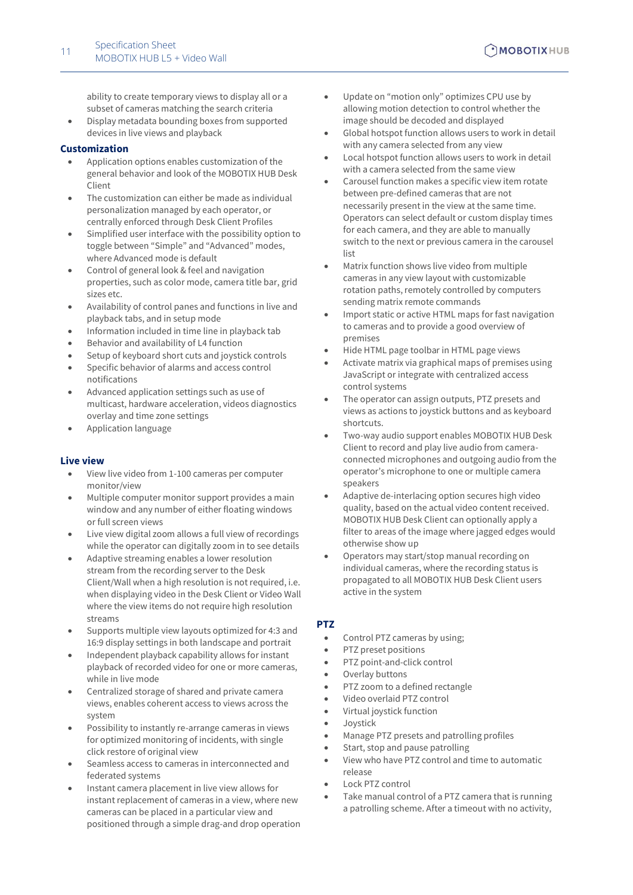ability to create temporary views to display all or a subset of cameras matching the search criteria

- Display metadata bounding boxes from supported devices in live views and playback

## Customization

- Application options enables customization of the general behavior and look of the MOBOTIX HUB Desk Client
- The customization can either be made as individual personalization managed by each operator, or centrally enforced through Desk Client Profiles
- Simplified user interface with the possibility option to toggle between “Simple” and “Advanced” modes, where Advanced mode is default
- Control of general look & feel and navigation properties, such as color mode, camera title bar, grid sizes etc.
- Availability of control panes and functions in live and playback tabs, and in setup mode
- Information included in time line in playback tab
- Behavior and availability of L4 function
- Setup of keyboard short cuts and joystick controls
- Specific behavior of alarms and access control notifications
- Advanced application settings such as use of multicast, hardware acceleration, videos diagnostics overlay and time zone settings
- Application language

## Live view

- View live video from 1-100 cameras per computer monitor/view
- Multiple computer monitor support provides a main window and any number of either floating windows or full screen views
- Live view digital zoom allows a full view of recordings while the operator can digitally zoom in to see details
- Adaptive streaming enables a lower resolution stream from the recording server to the Desk Client/Wall when a high resolution is not required, i.e. when displaying video in the Desk Client or Video Wall where the view items do not require high resolution streams
- Supports multiple view layouts optimized for 4:3 and 16:9 display settings in both landscape and portrait
- Independent playback capability allows for instant playback of recorded video for one or more cameras, while in live mode
- Centralized storage of shared and private camera views, enables coherent access to views across the system
- Possibility to instantly re-arrange cameras in views for optimized monitoring of incidents, with single click restore of original view
- Seamless access to cameras in interconnected and federated systems
- Instant camera placement in live view allows for instant replacement of cameras in a view, where new cameras can be placed in a particular view and positioned through a simple drag-and drop operation
- Update on “motion only” optimizes CPU use by allowing motion detection to control whether the image should be decoded and displayed
- Global hotspot function allows users to work in detail with any camera selected from any view
- Local hotspot function allows users to work in detail with a camera selected from the same view
- Carousel function makes a specific view item rotate between pre-defined cameras that are not necessarily present in the view at the same time. Operators can select default or custom display times for each camera, and they are able to manually switch to the next or previous camera in the carousel list
- Matrix function shows live video from multiple cameras in any view layout with customizable rotation paths, remotely controlled by computers sending matrix remote commands
- Import static or active HTML maps for fast navigation to cameras and to provide a good overview of premises
- Hide HTML page toolbar in HTML page views
- Activate matrix via graphical maps of premises using JavaScript or integrate with centralized access control systems
- The operator can assign outputs, PTZ presets and views as actions to joystick buttons and as keyboard shortcuts.
- Two-way audio support enables MOBOTIX HUB Desk Client to record and play live audio from camera-connected microphones and outgoing audio from the operator’s microphone to one or multiple camera speakers
- Adaptive de-interlacing option secures high video quality, based on the actual video content received. MOBOTIX HUB Desk Client can optionally apply a filter to areas of the image where jagged edges would otherwise show up
- Operators may start/stop manual recording on individual cameras, where the recording status is propagated to all MOBOTIX HUB Desk Client users active in the system

## PTZ

- Control PTZ cameras by using;
- PTZ preset positions
- PTZ point-and-click control
- Overlay buttons
- PTZ zoom to a defined rectangle
- Video overlaid PTZ control
- Virtual joystick function
- Joystick
- Manage PTZ presets and patrolling profiles
- Start, stop and pause patrolling
- View who have PTZ control and time to automatic release
- Lock PTZ control
- Take manual control of a PTZ camera that is running a patrolling scheme. After a timeout with no activity,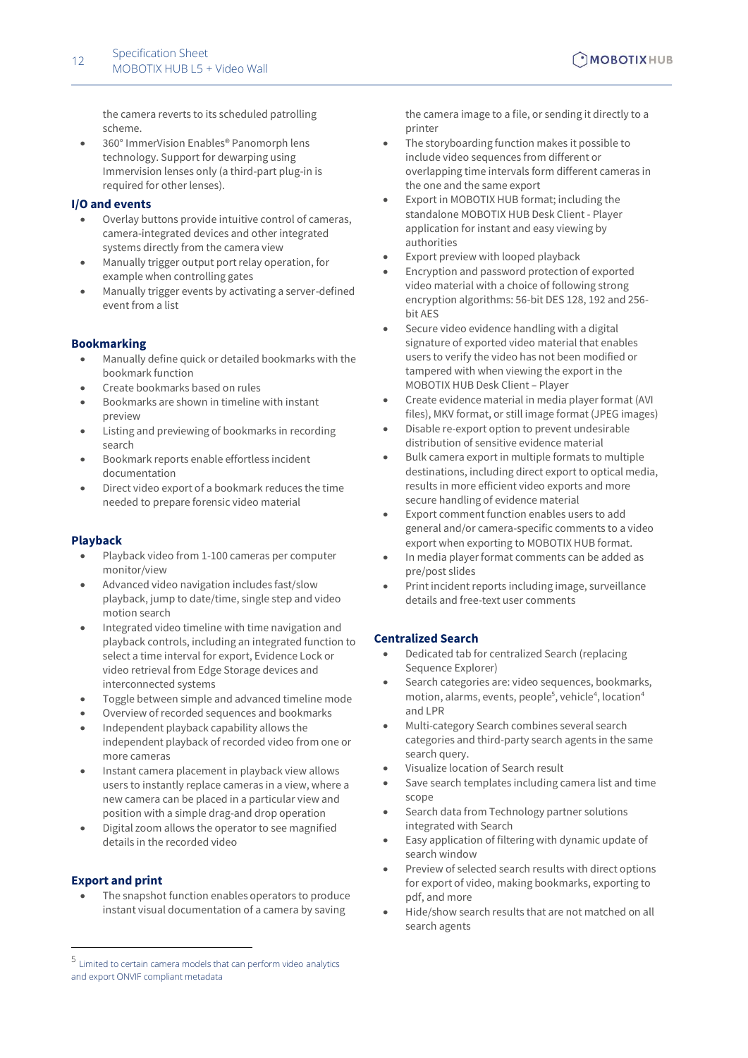the camera reverts to its scheduled patrolling scheme.

- 360° ImmerVision Enables® Panomorph lens technology. Support for dewarping using Immervision lenses only (a third-part plug-in is required for other lenses).

### I/O and events

- Overlay buttons provide intuitive control of cameras, camera-integrated devices and other integrated systems directly from the camera view
- Manually trigger output port relay operation, for example when controlling gates
- Manually trigger events by activating a server-defined event from a list

### Bookmarking

- Manually define quick or detailed bookmarks with the bookmark function
- Create bookmarks based on rules
- Bookmarks are shown in timeline with instant preview
- Listing and previewing of bookmarks in recording search
- Bookmark reports enable effortless incident documentation
- Direct video export of a bookmark reduces the time needed to prepare forensic video material

### Playback

- Playback video from 1-100 cameras per computer monitor/view
- Advanced video navigation includes fast/slow playback, jump to date/time, single step and video motion search
- Integrated video timeline with time navigation and playback controls, including an integrated function to select a time interval for export, Evidence Lock or video retrieval from Edge Storage devices and interconnected systems
- Toggle between simple and advanced timeline mode
- Overview of recorded sequences and bookmarks
- Independent playback capability allows the independent playback of recorded video from one or more cameras
- Instant camera placement in playback view allows users to instantly replace cameras in a view, where a new camera can be placed in a particular view and position with a simple drag-and drop operation
- Digital zoom allows the operator to see magnified details in the recorded video

### Export and print

- The snapshot function enables operators to produce instant visual documentation of a camera by saving the camera image to a file, or sending it directly to a printer
- The storyboarding function makes it possible to include video sequences from different or overlapping time intervals form different cameras in the one and the same export
- Export in MOBOTIX HUB format; including the standalone MOBOTIX HUB Desk Client - Player application for instant and easy viewing by authorities
- Export preview with looped playback
- Encryption and password protection of exported video material with a choice of following strong encryption algorithms: 56-bit DES 128, 192 and 256-bit AES
- Secure video evidence handling with a digital signature of exported video material that enables users to verify the video has not been modified or tampered with when viewing the export in the MOBOTIX HUB Desk Client – Player
- Create evidence material in media player format (AVI files), MKV format, or still image format (JPEG images)
- Disable re-export option to prevent undesirable distribution of sensitive evidence material
- Bulk camera export in multiple formats to multiple destinations, including direct export to optical media, results in more efficient video exports and more secure handling of evidence material
- Export comment function enables users to add general and/or camera-specific comments to a video export when exporting to MOBOTIX HUB format.
- In media player format comments can be added as pre/post slides
- Print incident reports including image, surveillance details and free-text user comments

### Centralized Search

- Dedicated tab for centralized Search (replacing Sequence Explorer)
- Search categories are: video sequences, bookmarks, motion, alarms, events, people[5], vehicle[4], location[4] and LPR
- Multi-category Search combines several search categories and third-party search agents in the same search query.
- Visualize location of Search result
- Save search templates including camera list and time scope
- Search data from Technology partner solutions integrated with Search
- Easy application of filtering with dynamic update of search window
- Preview of selected search results with direct options for export of video, making bookmarks, exporting to pdf, and more
- Hide/show search results that are not matched on all search agents

---

[5] Limited to certain camera models that can perform video analytics and export ONVIF compliant metadata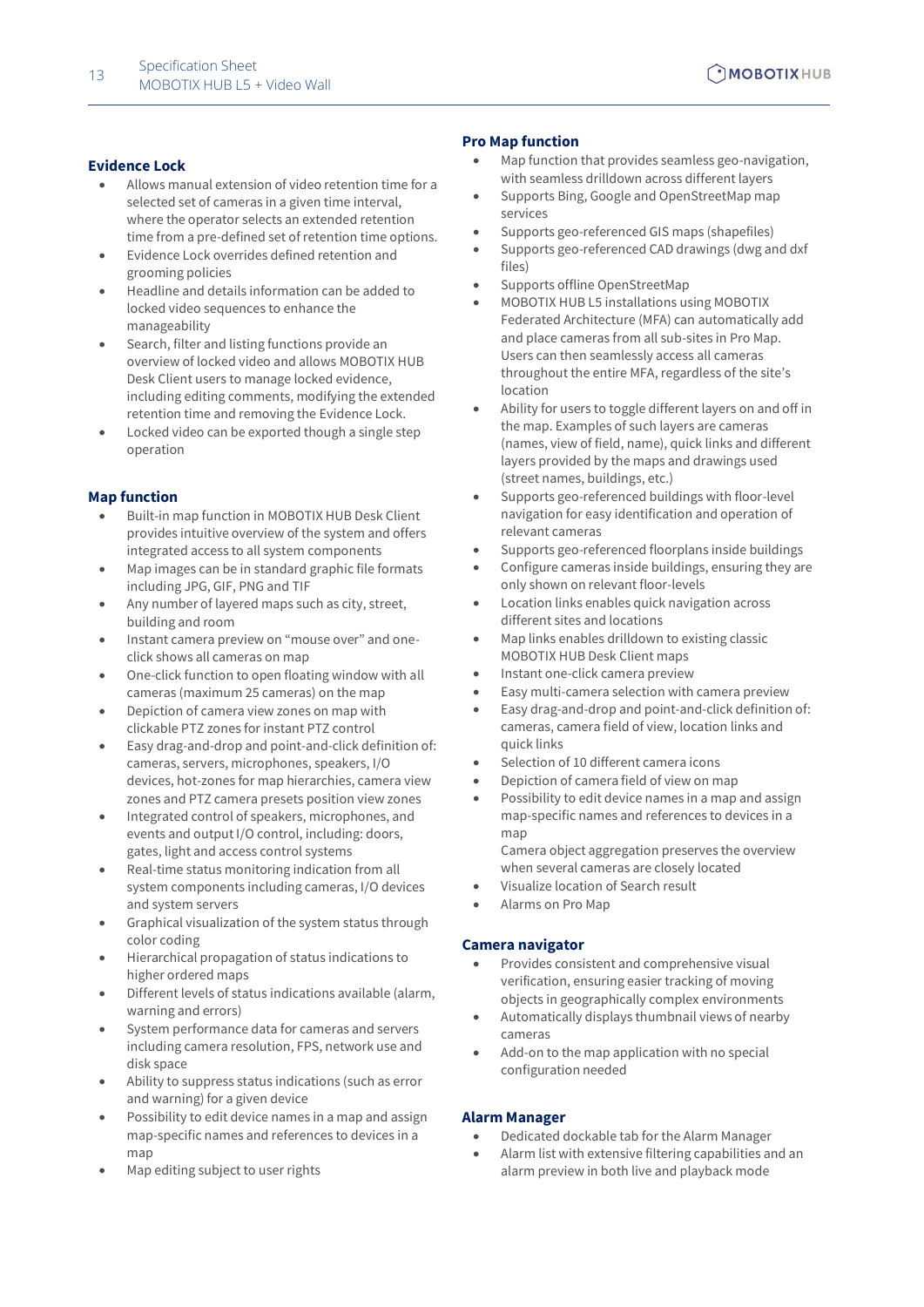## Evidence Lock

- Allows manual extension of video retention time for a selected set of cameras in a given time interval, where the operator selects an extended retention time from a pre-defined set of retention time options.
- Evidence Lock overrides defined retention and grooming policies
- Headline and details information can be added to locked video sequences to enhance the manageability
- Search, filter and listing functions provide an overview of locked video and allows MOBOTIX HUB Desk Client users to manage locked evidence, including editing comments, modifying the extended retention time and removing the Evidence Lock.
- Locked video can be exported though a single step operation

## Map function

- Built-in map function in MOBOTIX HUB Desk Client provides intuitive overview of the system and offers integrated access to all system components
- Map images can be in standard graphic file formats including JPG, GIF, PNG and TIF
- Any number of layered maps such as city, street, building and room
- Instant camera preview on “mouse over” and one-click shows all cameras on map
- One-click function to open floating window with all cameras (maximum 25 cameras) on the map
- Depiction of camera view zones on map with clickable PTZ zones for instant PTZ control
- Easy drag-and-drop and point-and-click definition of: cameras, servers, microphones, speakers, I/O devices, hot-zones for map hierarchies, camera view zones and PTZ camera presets position view zones
- Integrated control of speakers, microphones, and events and output I/O control, including: doors, gates, light and access control systems
- Real-time status monitoring indication from all system components including cameras, I/O devices and system servers
- Graphical visualization of the system status through color coding
- Hierarchical propagation of status indications to higher ordered maps
- Different levels of status indications available (alarm, warning and errors)
- System performance data for cameras and servers including camera resolution, FPS, network use and disk space
- Ability to suppress status indications (such as error and warning) for a given device
- Possibility to edit device names in a map and assign map-specific names and references to devices in a map
- Map editing subject to user rights

## Pro Map function

- Map function that provides seamless geo-navigation, with seamless drilldown across different layers
- Supports Bing, Google and OpenStreetMap map services
- Supports geo-referenced GIS maps (shapefiles)
- Supports geo-referenced CAD drawings (dwg and dxf files)
- Supports offline OpenStreetMap
- MOBOTIX HUB L5 installations using MOBOTIX Federated Architecture (MFA) can automatically add and place cameras from all sub-sites in Pro Map. Users can then seamlessly access all cameras throughout the entire MFA, regardless of the site’s location
- Ability for users to toggle different layers on and off in the map. Examples of such layers are cameras (names, view of field, name), quick links and different layers provided by the maps and drawings used (street names, buildings, etc.)
- Supports geo-referenced buildings with floor-level navigation for easy identification and operation of relevant cameras
- Supports geo-referenced floorplans inside buildings
- Configure cameras inside buildings, ensuring they are only shown on relevant floor-levels
- Location links enables quick navigation across different sites and locations
- Map links enables drilldown to existing classic MOBOTIX HUB Desk Client maps
- Instant one-click camera preview
- Easy multi-camera selection with camera preview
- Easy drag-and-drop and point-and-click definition of: cameras, camera field of view, location links and quick links
- Selection of 10 different camera icons
- Depiction of camera field of view on map
- Possibility to edit device names in a map and assign map-specific names and references to devices in a map
  Camera object aggregation preserves the overview when several cameras are closely located
- Visualize location of Search result
- Alarms on Pro Map

## Camera navigator

- Provides consistent and comprehensive visual verification, ensuring easier tracking of moving objects in geographically complex environments
- Automatically displays thumbnail views of nearby cameras
- Add-on to the map application with no special configuration needed

## Alarm Manager

- Dedicated dockable tab for the Alarm Manager
- Alarm list with extensive filtering capabilities and an alarm preview in both live and playback mode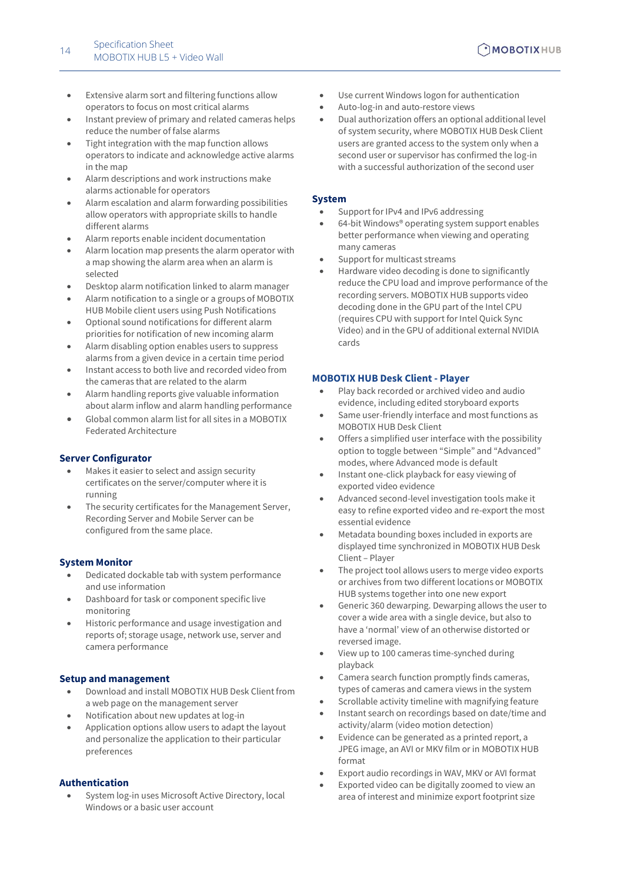- Extensive alarm sort and filtering functions allow operators to focus on most critical alarms
- Instant preview of primary and related cameras helps reduce the number of false alarms
- Tight integration with the map function allows operators to indicate and acknowledge active alarms in the map
- Alarm descriptions and work instructions make alarms actionable for operators
- Alarm escalation and alarm forwarding possibilities allow operators with appropriate skills to handle different alarms
- Alarm reports enable incident documentation
- Alarm location map presents the alarm operator with a map showing the alarm area when an alarm is selected
- Desktop alarm notification linked to alarm manager
- Alarm notification to a single or a groups of MOBOTIX HUB Mobile client users using Push Notifications
- Optional sound notifications for different alarm priorities for notification of new incoming alarm
- Alarm disabling option enables users to suppress alarms from a given device in a certain time period
- Instant access to both live and recorded video from the cameras that are related to the alarm
- Alarm handling reports give valuable information about alarm inflow and alarm handling performance
- Global common alarm list for all sites in a MOBOTIX Federated Architecture

## Server Configurator

- Makes it easier to select and assign security certificates on the server/computer where it is running
- The security certificates for the Management Server, Recording Server and Mobile Server can be configured from the same place.

## System Monitor

- Dedicated dockable tab with system performance and use information
- Dashboard for task or component specific live monitoring
- Historic performance and usage investigation and reports of; storage usage, network use, server and camera performance

## Setup and management

- Download and install MOBOTIX HUB Desk Client from a web page on the management server
- Notification about new updates at log-in
- Application options allow users to adapt the layout and personalize the application to their particular preferences

## Authentication

- System log-in uses Microsoft Active Directory, local Windows or a basic user account
- Use current Windows logon for authentication
- Auto-log-in and auto-restore views
- Dual authorization offers an optional additional level of system security, where MOBOTIX HUB Desk Client users are granted access to the system only when a second user or supervisor has confirmed the log-in with a successful authorization of the second user

## System

- Support for IPv4 and IPv6 addressing
- 64-bit Windows® operating system support enables better performance when viewing and operating many cameras
- Support for multicast streams
- Hardware video decoding is done to significantly reduce the CPU load and improve performance of the recording servers. MOBOTIX HUB supports video decoding done in the GPU part of the Intel CPU (requires CPU with support for Intel Quick Sync Video) and in the GPU of additional external NVIDIA cards

## MOBOTIX HUB Desk Client - Player

- Play back recorded or archived video and audio evidence, including edited storyboard exports
- Same user-friendly interface and most functions as MOBOTIX HUB Desk Client
- Offers a simplified user interface with the possibility option to toggle between "Simple" and "Advanced" modes, where Advanced mode is default
- Instant one-click playback for easy viewing of exported video evidence
- Advanced second-level investigation tools make it easy to refine exported video and re-export the most essential evidence
- Metadata bounding boxes included in exports are displayed time synchronized in MOBOTIX HUB Desk Client – Player
- The project tool allows users to merge video exports or archives from two different locations or MOBOTIX HUB systems together into one new export
- Generic 360 dewarping. Dewarping allows the user to cover a wide area with a single device, but also to have a 'normal' view of an otherwise distorted or reversed image.
- View up to 100 cameras time-synched during playback
- Camera search function promptly finds cameras, types of cameras and camera views in the system
- Scrollable activity timeline with magnifying feature
- Instant search on recordings based on date/time and activity/alarm (video motion detection)
- Evidence can be generated as a printed report, a JPEG image, an AVI or MKV film or in MOBOTIX HUB format
- Export audio recordings in WAV, MKV or AVI format
- Exported video can be digitally zoomed to view an area of interest and minimize export footprint size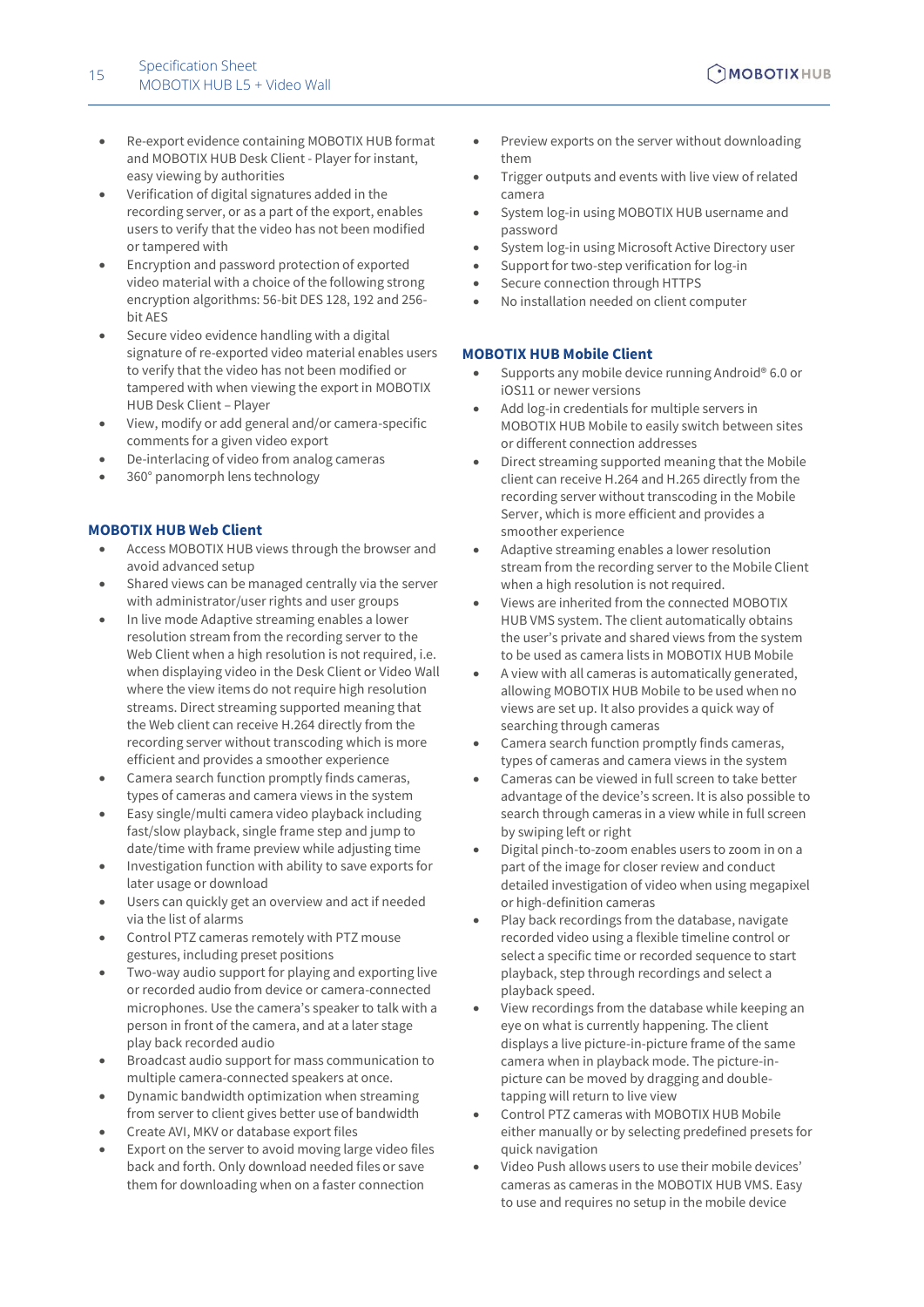- Re-export evidence containing MOBOTIX HUB format and MOBOTIX HUB Desk Client - Player for instant, easy viewing by authorities
- Verification of digital signatures added in the recording server, or as a part of the export, enables users to verify that the video has not been modified or tampered with
- Encryption and password protection of exported video material with a choice of the following strong encryption algorithms: 56-bit DES 128, 192 and 256-bit AES
- Secure video evidence handling with a digital signature of re-exported video material enables users to verify that the video has not been modified or tampered with when viewing the export in MOBOTIX HUB Desk Client – Player
- View, modify or add general and/or camera-specific comments for a given video export
- De-interlacing of video from analog cameras
- 360° panomorph lens technology

### MOBOTIX HUB Web Client

- Access MOBOTIX HUB views through the browser and avoid advanced setup
- Shared views can be managed centrally via the server with administrator/user rights and user groups
- In live mode Adaptive streaming enables a lower resolution stream from the recording server to the Web Client when a high resolution is not required, i.e. when displaying video in the Desk Client or Video Wall where the view items do not require high resolution streams. Direct streaming supported meaning that the Web client can receive H.264 directly from the recording server without transcoding which is more efficient and provides a smoother experience
- Camera search function promptly finds cameras, types of cameras and camera views in the system
- Easy single/multi camera video playback including fast/slow playback, single frame step and jump to date/time with frame preview while adjusting time
- Investigation function with ability to save exports for later usage or download
- Users can quickly get an overview and act if needed via the list of alarms
- Control PTZ cameras remotely with PTZ mouse gestures, including preset positions
- Two-way audio support for playing and exporting live or recorded audio from device or camera-connected microphones. Use the camera's speaker to talk with a person in front of the camera, and at a later stage play back recorded audio
- Broadcast audio support for mass communication to multiple camera-connected speakers at once.
- Dynamic bandwidth optimization when streaming from server to client gives better use of bandwidth
- Create AVI, MKV or database export files
- Export on the server to avoid moving large video files back and forth. Only download needed files or save them for downloading when on a faster connection
- Preview exports on the server without downloading them
- Trigger outputs and events with live view of related camera
- System log-in using MOBOTIX HUB username and password
- System log-in using Microsoft Active Directory user
- Support for two-step verification for log-in
- Secure connection through HTTPS
- No installation needed on client computer

### MOBOTIX HUB Mobile Client

- Supports any mobile device running Android® 6.0 or iOS11 or newer versions
- Add log-in credentials for multiple servers in MOBOTIX HUB Mobile to easily switch between sites or different connection addresses
- Direct streaming supported meaning that the Mobile client can receive H.264 and H.265 directly from the recording server without transcoding in the Mobile Server, which is more efficient and provides a smoother experience
- Adaptive streaming enables a lower resolution stream from the recording server to the Mobile Client when a high resolution is not required.
- Views are inherited from the connected MOBOTIX HUB VMS system. The client automatically obtains the user's private and shared views from the system to be used as camera lists in MOBOTIX HUB Mobile
- A view with all cameras is automatically generated, allowing MOBOTIX HUB Mobile to be used when no views are set up. It also provides a quick way of searching through cameras
- Camera search function promptly finds cameras, types of cameras and camera views in the system
- Cameras can be viewed in full screen to take better advantage of the device's screen. It is also possible to search through cameras in a view while in full screen by swiping left or right
- Digital pinch-to-zoom enables users to zoom in on a part of the image for closer review and conduct detailed investigation of video when using megapixel or high-definition cameras
- Play back recordings from the database, navigate recorded video using a flexible timeline control or select a specific time or recorded sequence to start playback, step through recordings and select a playback speed.
- View recordings from the database while keeping an eye on what is currently happening. The client displays a live picture-in-picture frame of the same camera when in playback mode. The picture-in-picture can be moved by dragging and double-tapping will return to live view
- Control PTZ cameras with MOBOTIX HUB Mobile either manually or by selecting predefined presets for quick navigation
- Video Push allows users to use their mobile devices' cameras as cameras in the MOBOTIX HUB VMS. Easy to use and requires no setup in the mobile device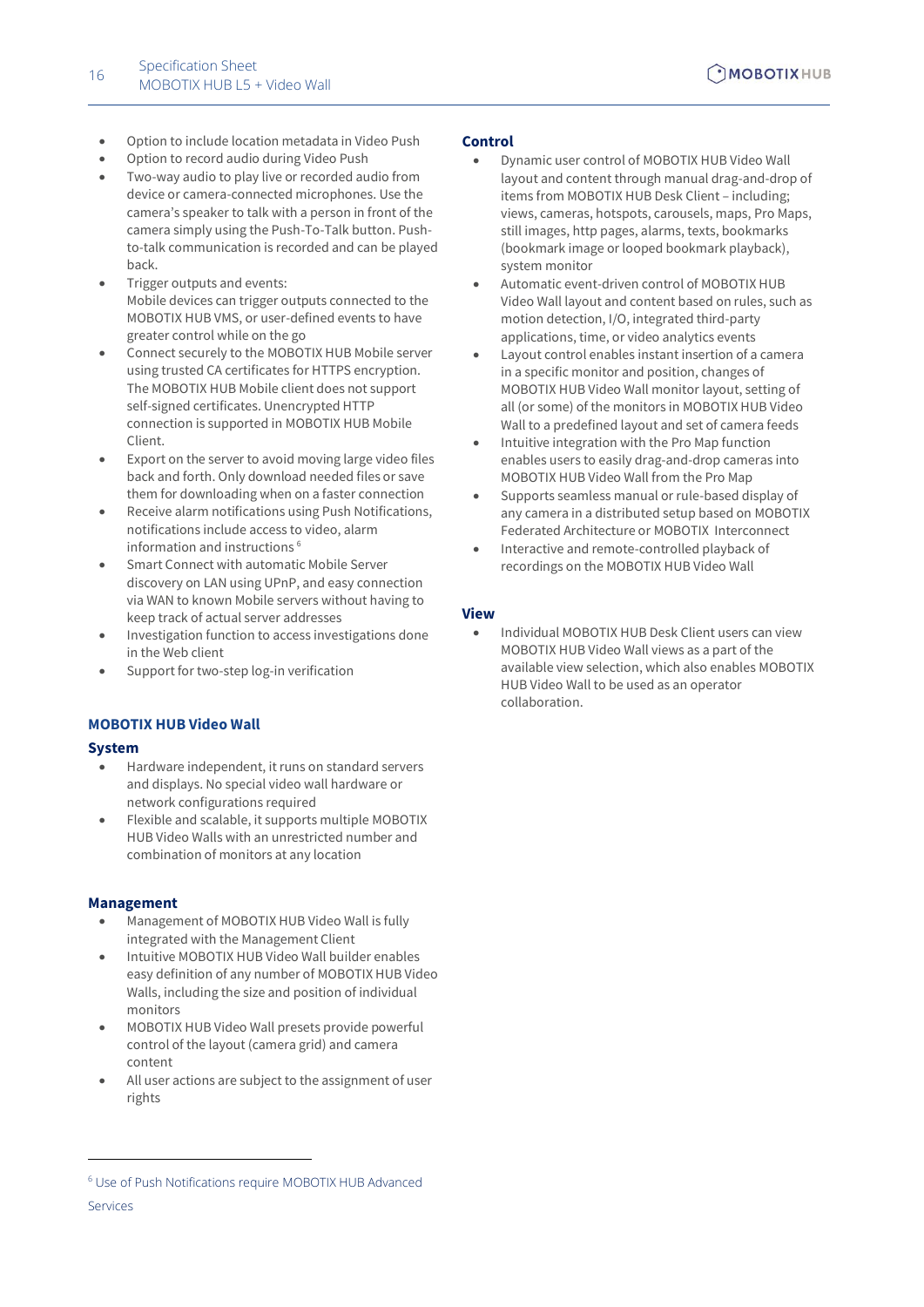- Option to include location metadata in Video Push
- Option to record audio during Video Push
- Two-way audio to play live or recorded audio from device or camera-connected microphones. Use the camera's speaker to talk with a person in front of the camera simply using the Push-To-Talk button. Push-to-talk communication is recorded and can be played back.
- Trigger outputs and events:
  Mobile devices can trigger outputs connected to the MOBOTIX HUB VMS, or user-defined events to have greater control while on the go
- Connect securely to the MOBOTIX HUB Mobile server using trusted CA certificates for HTTPS encryption. The MOBOTIX HUB Mobile client does not support self-signed certificates. Unencrypted HTTP connection is supported in MOBOTIX HUB Mobile Client.
- Export on the server to avoid moving large video files back and forth. Only download needed files or save them for downloading when on a faster connection
- Receive alarm notifications using Push Notifications, notifications include access to video, alarm information and instructions [6]
- Smart Connect with automatic Mobile Server discovery on LAN using UPnP, and easy connection via WAN to known Mobile servers without having to keep track of actual server addresses
- Investigation function to access investigations done in the Web client
- Support for two-step log-in verification

## MOBOTIX HUB Video Wall

### System

- Hardware independent, it runs on standard servers and displays. No special video wall hardware or network configurations required
- Flexible and scalable, it supports multiple MOBOTIX HUB Video Walls with an unrestricted number and combination of monitors at any location

### Management

- Management of MOBOTIX HUB Video Wall is fully integrated with the Management Client
- Intuitive MOBOTIX HUB Video Wall builder enables easy definition of any number of MOBOTIX HUB Video Walls, including the size and position of individual monitors
- MOBOTIX HUB Video Wall presets provide powerful control of the layout (camera grid) and camera content
- All user actions are subject to the assignment of user rights

### Control

- Dynamic user control of MOBOTIX HUB Video Wall layout and content through manual drag-and-drop of items from MOBOTIX HUB Desk Client – including; views, cameras, hotspots, carousels, maps, Pro Maps, still images, http pages, alarms, texts, bookmarks (bookmark image or looped bookmark playback), system monitor
- Automatic event-driven control of MOBOTIX HUB Video Wall layout and content based on rules, such as motion detection, I/O, integrated third-party applications, time, or video analytics events
- Layout control enables instant insertion of a camera in a specific monitor and position, changes of MOBOTIX HUB Video Wall monitor layout, setting of all (or some) of the monitors in MOBOTIX HUB Video Wall to a predefined layout and set of camera feeds
- Intuitive integration with the Pro Map function enables users to easily drag-and-drop cameras into MOBOTIX HUB Video Wall from the Pro Map
- Supports seamless manual or rule-based display of any camera in a distributed setup based on MOBOTIX Federated Architecture or MOBOTIX Interconnect
- Interactive and remote-controlled playback of recordings on the MOBOTIX HUB Video Wall

### View

- Individual MOBOTIX HUB Desk Client users can view MOBOTIX HUB Video Wall views as a part of the available view selection, which also enables MOBOTIX HUB Video Wall to be used as an operator collaboration.

---

[6] Use of Push Notifications require MOBOTIX HUB Advanced Services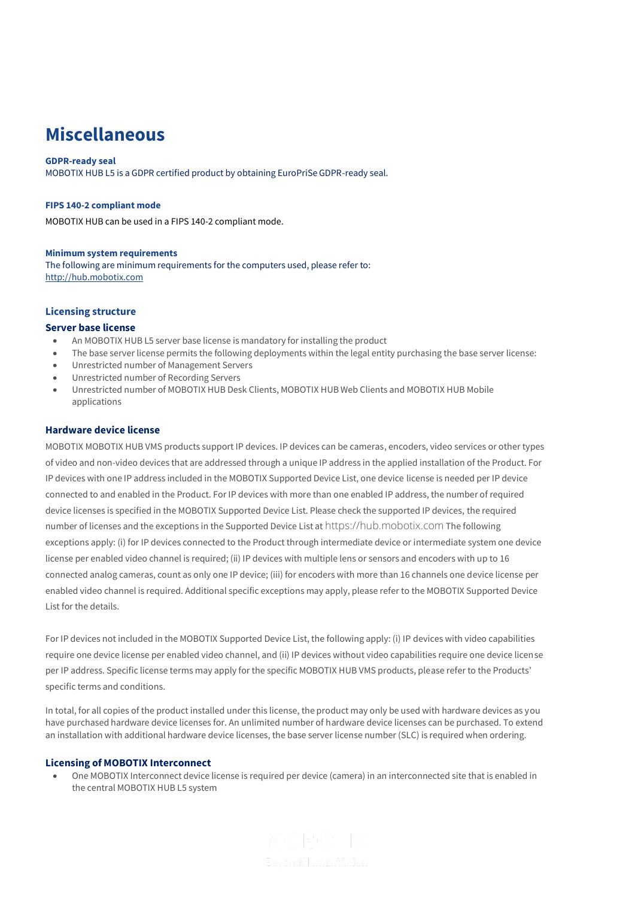# Miscellaneous

**GDPR-ready seal**
MOBOTIX HUB L5 is a GDPR certified product by obtaining EuroPriSe GDPR-ready seal.

**FIPS 140-2 compliant mode**

MOBOTIX HUB can be used in a FIPS 140-2 compliant mode.

**Minimum system requirements**
The following are minimum requirements for the computers used, please refer to:
http://hub.mobotix.com

### Licensing structure

### Server base license

- An MOBOTIX HUB L5 server base license is mandatory for installing the product
- The base server license permits the following deployments within the legal entity purchasing the base server license:
- Unrestricted number of Management Servers
- Unrestricted number of Recording Servers
- Unrestricted number of MOBOTIX HUB Desk Clients, MOBOTIX HUB Web Clients and MOBOTIX HUB Mobile applications

### Hardware device license

MOBOTIX MOBOTIX HUB VMS products support IP devices. IP devices can be cameras, encoders, video services or other types of video and non-video devices that are addressed through a unique IP address in the applied installation of the Product. For IP devices with one IP address included in the MOBOTIX Supported Device List, one device license is needed per IP device connected to and enabled in the Product. For IP devices with more than one enabled IP address, the number of required device licenses is specified in the MOBOTIX Supported Device List. Please check the supported IP devices, the required number of licenses and the exceptions in the Supported Device List at https://hub.mobotix.com The following exceptions apply: (i) for IP devices connected to the Product through intermediate device or intermediate system one device license per enabled video channel is required; (ii) IP devices with multiple lens or sensors and encoders with up to 16 connected analog cameras, count as only one IP device; (iii) for encoders with more than 16 channels one device license per enabled video channel is required. Additional specific exceptions may apply, please refer to the MOBOTIX Supported Device List for the details.

For IP devices not included in the MOBOTIX Supported Device List, the following apply: (i) IP devices with video capabilities require one device license per enabled video channel, and (ii) IP devices without video capabilities require one device license per IP address. Specific license terms may apply for the specific MOBOTIX HUB VMS products, please refer to the Products' specific terms and conditions.

In total, for all copies of the product installed under this license, the product may only be used with hardware devices as you have purchased hardware device licenses for. An unlimited number of hardware device licenses can be purchased. To extend an installation with additional hardware device licenses, the base server license number (SLC) is required when ordering.

### Licensing of MOBOTIX Interconnect

- One MOBOTIX Interconnect device license is required per device (camera) in an interconnected site that is enabled in the central MOBOTIX HUB L5 system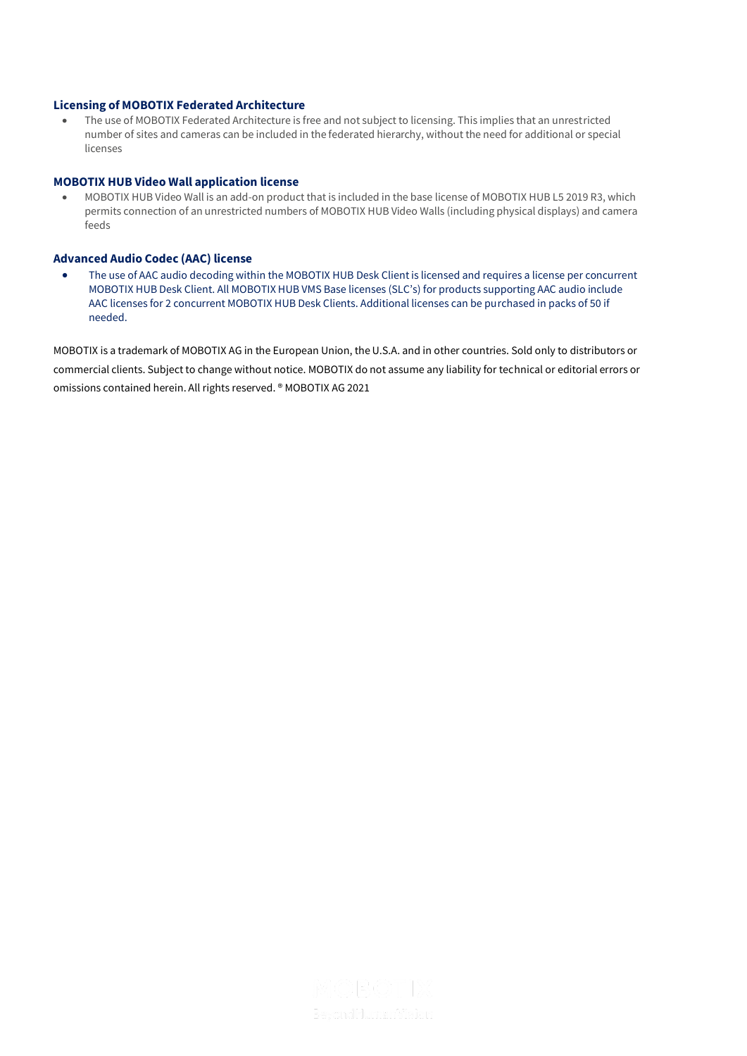### Licensing of MOBOTIX Federated Architecture

- The use of MOBOTIX Federated Architecture is free and not subject to licensing. This implies that an unrestricted number of sites and cameras can be included in the federated hierarchy, without the need for additional or special licenses

### MOBOTIX HUB Video Wall application license

- MOBOTIX HUB Video Wall is an add-on product that is included in the base license of MOBOTIX HUB L5 2019 R3, which permits connection of an unrestricted numbers of MOBOTIX HUB Video Walls (including physical displays) and camera feeds

### Advanced Audio Codec (AAC) license

- The use of AAC audio decoding within the MOBOTIX HUB Desk Client is licensed and requires a license per concurrent MOBOTIX HUB Desk Client. All MOBOTIX HUB VMS Base licenses (SLC's) for products supporting AAC audio include AAC licenses for 2 concurrent MOBOTIX HUB Desk Clients. Additional licenses can be purchased in packs of 50 if needed.

MOBOTIX is a trademark of MOBOTIX AG in the European Union, the U.S.A. and in other countries. Sold only to distributors or commercial clients. Subject to change without notice. MOBOTIX do not assume any liability for technical or editorial errors or omissions contained herein. All rights reserved. ® MOBOTIX AG 2021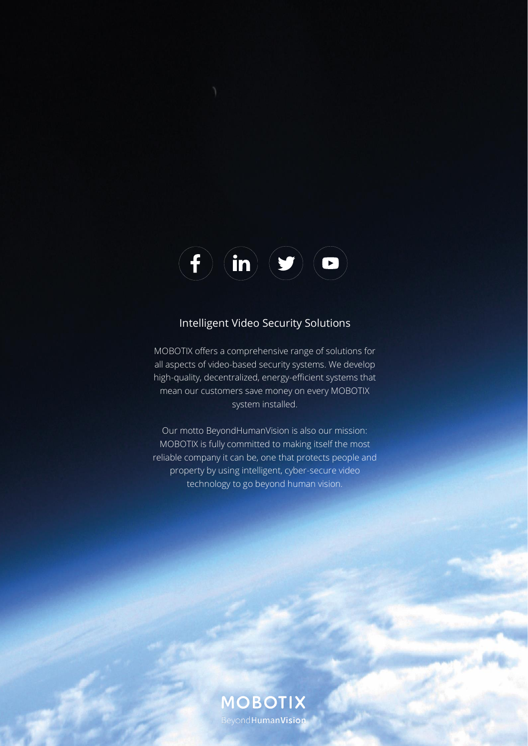## Intelligent Video Security Solutions

MOBOTIX offers a comprehensive range of solutions for all aspects of video-based security systems. We develop high-quality, decentralized, energy-efficient systems that mean our customers save money on every MOBOTIX system installed.

Our motto BeyondHumanVision is also our mission: MOBOTIX is fully committed to making itself the most reliable company it can be, one that protects people and property by using intelligent, cyber-secure video technology to go beyond human vision.

MOBOTIX
BeyondHumanVision